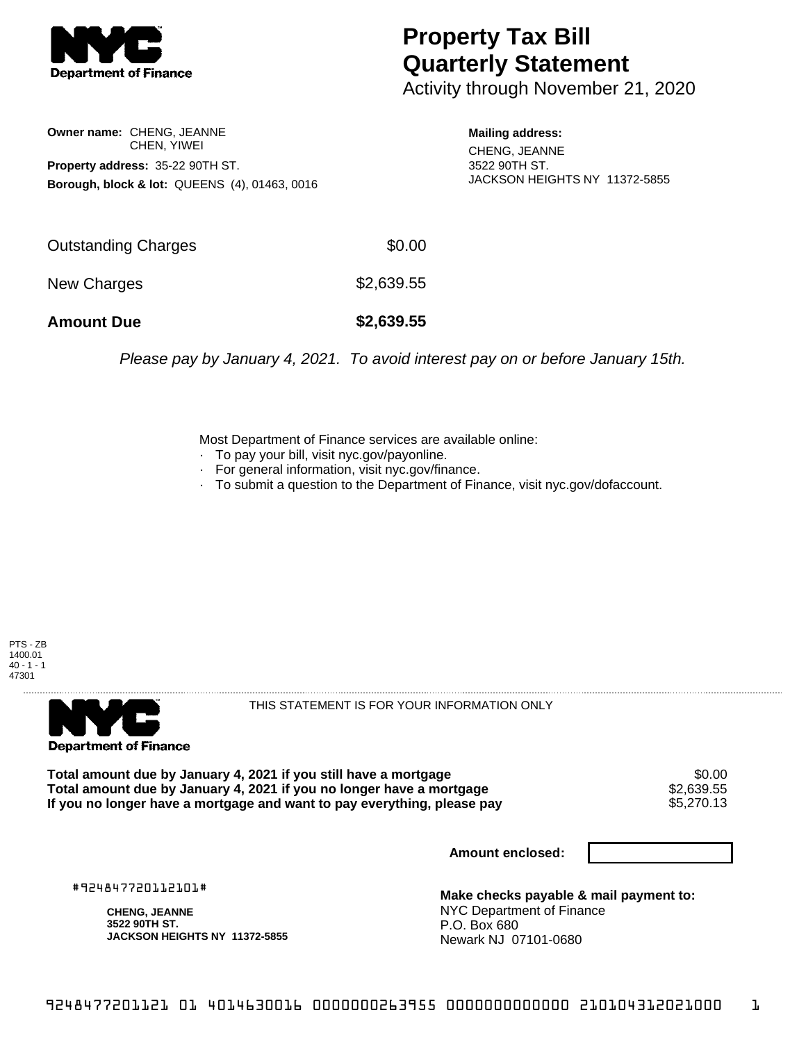**NYC Department of Finance**

# Property Tax Bill Quarterly Statement

Activity through November 21, 2020

**Owner name:** CHENG, JEANNE
CHEN, YIWEI

**Property address:** 35-22 90TH ST.

**Borough, block & lot:** QUEENS (4), 01463, 0016

**Mailing address:**
CHENG, JEANNE
3522 90TH ST.
JACKSON HEIGHTS NY 11372-5855

| | |
|---|---|
| Outstanding Charges | $0.00 |
| New Charges | $2,639.55 |
| **Amount Due** | **$2,639.55** |

*Please pay by January 4, 2021. To avoid interest pay on or before January 15th.*

Most Department of Finance services are available online:
- To pay your bill, visit nyc.gov/payonline.
- For general information, visit nyc.gov/finance.
- To submit a question to the Department of Finance, visit nyc.gov/dofaccount.

PTS - ZB
1400.01
40 - 1 - 1
47301

---

**NYC Department of Finance**

THIS STATEMENT IS FOR YOUR INFORMATION ONLY

| | |
|---|---|
| **Total amount due by January 4, 2021 if you still have a mortgage** | $0.00 |
| **Total amount due by January 4, 2021 if you no longer have a mortgage** | $2,639.55 |
| **If you no longer have a mortgage and want to pay everything, please pay** | $5,270.13 |

**Amount enclosed:**

#924847720112101#

**CHENG, JEANNE**
**3522 90TH ST.**
**JACKSON HEIGHTS NY 11372-5855**

**Make checks payable & mail payment to:**
NYC Department of Finance
P.O. Box 680
Newark NJ 07101-0680

9248477201121 01 4014630016 0000000263955 0000000000000 210104312021000 1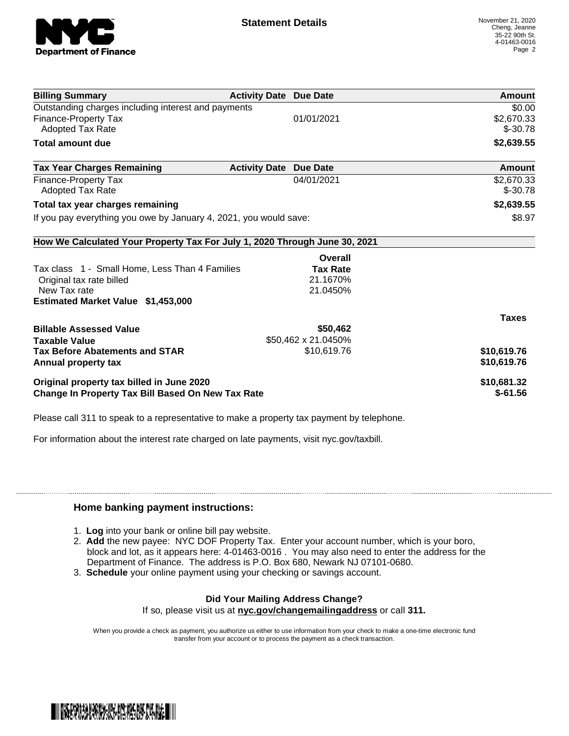## Statement Details

November 21, 2020
Cheng, Jeanne
35-22 90th St.
4-01463-0016

| Billing Summary | Activity Date | Due Date | Amount |
|---|---|---|---|
| Outstanding charges including interest and payments | | | $0.00 |
| Finance-Property Tax | | 01/01/2021 | $2,670.33 |
| Adopted Tax Rate | | | $-30.78 |
| **Total amount due** | | | **$2,639.55** |

| Tax Year Charges Remaining | Activity Date | Due Date | Amount |
|---|---|---|---|
| Finance-Property Tax | | 04/01/2021 | $2,670.33 |
| Adopted Tax Rate | | | $-30.78 |
| **Total tax year charges remaining** | | | **$2,639.55** |
| If you pay everything you owe by January 4, 2021, you would save: | | | $8.97 |

### How We Calculated Your Property Tax For July 1, 2020 Through June 30, 2021

| | Overall Tax Rate | |
|---|---|---|
| Tax class 1 - Small Home, Less Than 4 Families | | |
| Original tax rate billed | 21.1670% | |
| New Tax rate | 21.0450% | |
| **Estimated Market Value $1,453,000** | | |
| | | **Taxes** |
| **Billable Assessed Value** | **$50,462** | |
| **Taxable Value** | $50,462 x 21.0450% | |
| **Tax Before Abatements and STAR** | $10,619.76 | **$10,619.76** |
| **Annual property tax** | | **$10,619.76** |
| **Original property tax billed in June 2020** | | **$10,681.32** |
| **Change In Property Tax Bill Based On New Tax Rate** | | **$-61.56** |

Please call 311 to speak to a representative to make a property tax payment by telephone.

For information about the interest rate charged on late payments, visit nyc.gov/taxbill.

### Home banking payment instructions:

1. **Log** into your bank or online bill pay website.
2. **Add** the new payee: NYC DOF Property Tax. Enter your account number, which is your boro, block and lot, as it appears here: 4-01463-0016 . You may also need to enter the address for the Department of Finance. The address is P.O. Box 680, Newark NJ 07101-0680.
3. **Schedule** your online payment using your checking or savings account.

**Did Your Mailing Address Change?**
If so, please visit us at **nyc.gov/changemailingaddress** or call **311.**

When you provide a check as payment, you authorize us either to use information from your check to make a one-time electronic fund transfer from your account or to process the payment as a check transaction.